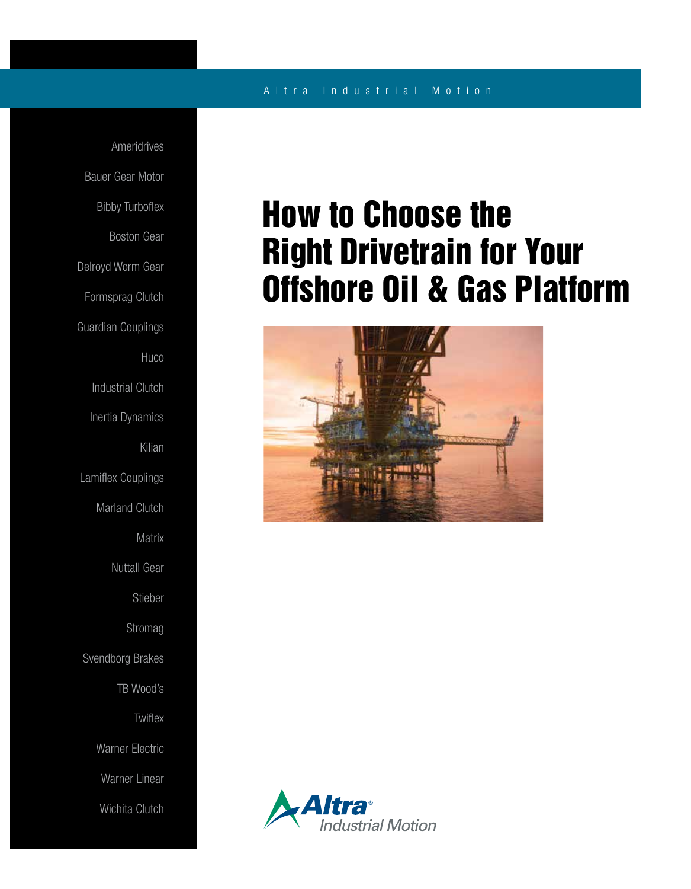Altra Industrial Motion

Ameridrives

Bauer Gear Motor

Bibby Turboflex

Boston Gear

Delroyd Worm Gear

Formsprag Clutch

Guardian Couplings

Huco

Industrial Clutch

Inertia Dynamics

Kilian

Lamiflex Couplings

Marland Clutch

Matrix

Nuttall Gear

Stieber

Stromag

Svendborg Brakes

TB Wood's

Twiflex

Warner Electric

Warner Linear

Wichita Clutch

# How to Choose the Right Drivetrain for Your Offshore Oil & Gas Platform

Altra® Industrial Motion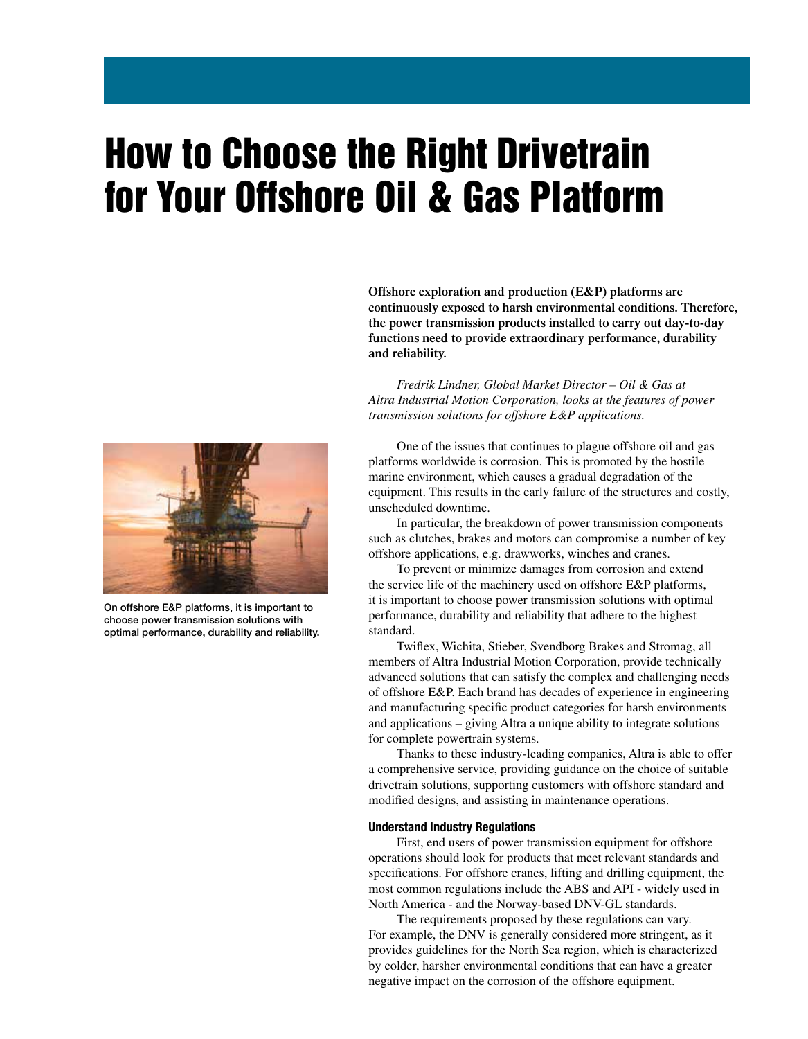# How to Choose the Right Drivetrain for Your Offshore Oil & Gas Platform

**Offshore exploration and production (E&P) platforms are continuously exposed to harsh environmental conditions. Therefore, the power transmission products installed to carry out day-to-day functions need to provide extraordinary performance, durability and reliability.**

*Fredrik Lindner, Global Market Director – Oil & Gas at Altra Industrial Motion Corporation, looks at the features of power transmission solutions for offshore E&P applications.*

On offshore E&P platforms, it is important to choose power transmission solutions with optimal performance, durability and reliability.

One of the issues that continues to plague offshore oil and gas platforms worldwide is corrosion. This is promoted by the hostile marine environment, which causes a gradual degradation of the equipment. This results in the early failure of the structures and costly, unscheduled downtime.

In particular, the breakdown of power transmission components such as clutches, brakes and motors can compromise a number of key offshore applications, e.g. drawworks, winches and cranes.

To prevent or minimize damages from corrosion and extend the service life of the machinery used on offshore E&P platforms, it is important to choose power transmission solutions with optimal performance, durability and reliability that adhere to the highest standard.

Twiflex, Wichita, Stieber, Svendborg Brakes and Stromag, all members of Altra Industrial Motion Corporation, provide technically advanced solutions that can satisfy the complex and challenging needs of offshore E&P. Each brand has decades of experience in engineering and manufacturing specific product categories for harsh environments and applications – giving Altra a unique ability to integrate solutions for complete powertrain systems.

Thanks to these industry-leading companies, Altra is able to offer a comprehensive service, providing guidance on the choice of suitable drivetrain solutions, supporting customers with offshore standard and modified designs, and assisting in maintenance operations.

#### Understand Industry Regulations

First, end users of power transmission equipment for offshore operations should look for products that meet relevant standards and specifications. For offshore cranes, lifting and drilling equipment, the most common regulations include the ABS and API - widely used in North America - and the Norway-based DNV-GL standards.

The requirements proposed by these regulations can vary. For example, the DNV is generally considered more stringent, as it provides guidelines for the North Sea region, which is characterized by colder, harsher environmental conditions that can have a greater negative impact on the corrosion of the offshore equipment.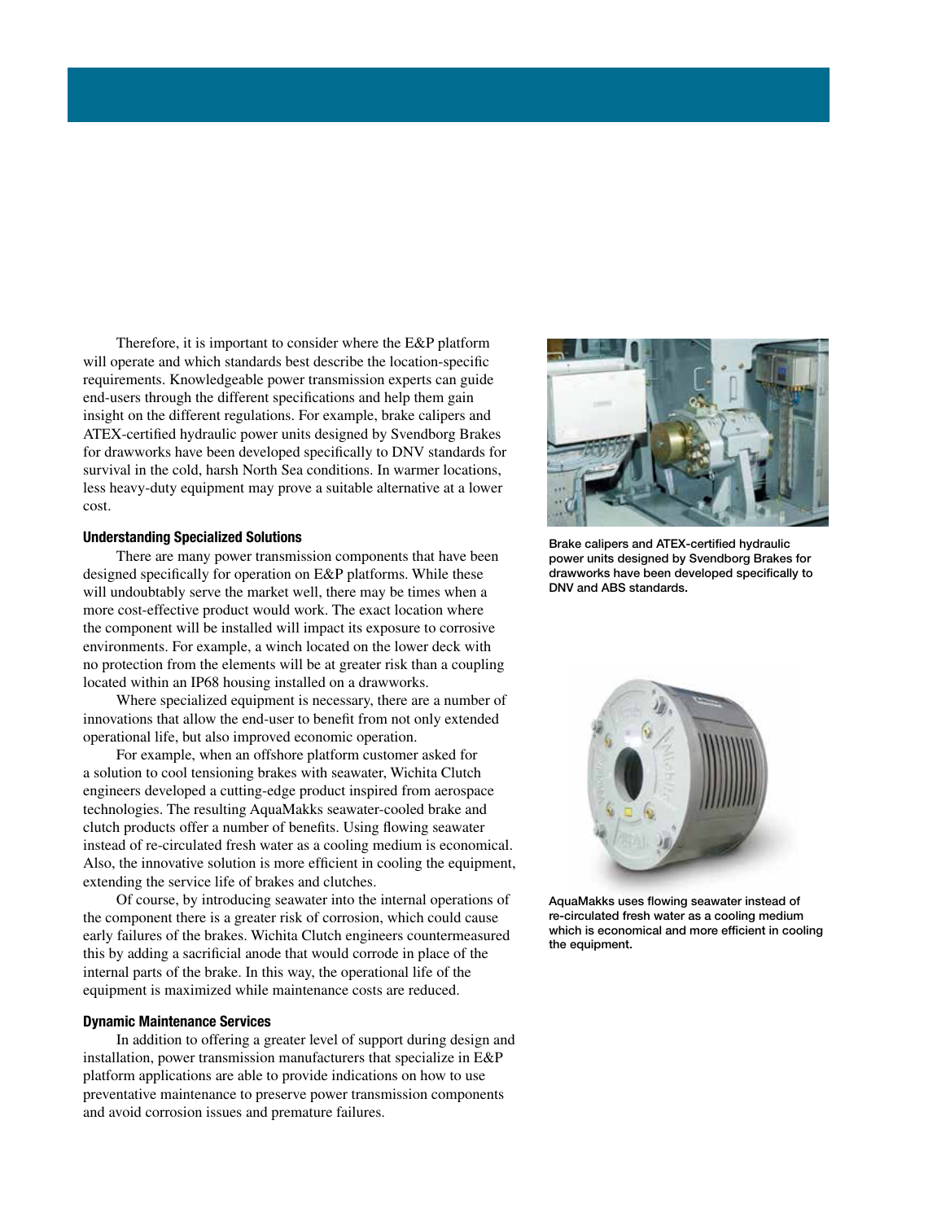Therefore, it is important to consider where the E&P platform will operate and which standards best describe the location-specific requirements. Knowledgeable power transmission experts can guide end-users through the different specifications and help them gain insight on the different regulations. For example, brake calipers and ATEX-certified hydraulic power units designed by Svendborg Brakes for drawworks have been developed specifically to DNV standards for survival in the cold, harsh North Sea conditions. In warmer locations, less heavy-duty equipment may prove a suitable alternative at a lower cost.

#### Understanding Specialized Solutions

There are many power transmission components that have been designed specifically for operation on E&P platforms. While these will undoubtably serve the market well, there may be times when a more cost-effective product would work. The exact location where the component will be installed will impact its exposure to corrosive environments. For example, a winch located on the lower deck with no protection from the elements will be at greater risk than a coupling located within an IP68 housing installed on a drawworks.

Where specialized equipment is necessary, there are a number of innovations that allow the end-user to benefit from not only extended operational life, but also improved economic operation.

For example, when an offshore platform customer asked for a solution to cool tensioning brakes with seawater, Wichita Clutch engineers developed a cutting-edge product inspired from aerospace technologies. The resulting AquaMakks seawater-cooled brake and clutch products offer a number of benefits. Using flowing seawater instead of re-circulated fresh water as a cooling medium is economical. Also, the innovative solution is more efficient in cooling the equipment, extending the service life of brakes and clutches.

Of course, by introducing seawater into the internal operations of the component there is a greater risk of corrosion, which could cause early failures of the brakes. Wichita Clutch engineers countermeasured this by adding a sacrificial anode that would corrode in place of the internal parts of the brake. In this way, the operational life of the equipment is maximized while maintenance costs are reduced.

#### Dynamic Maintenance Services

In addition to offering a greater level of support during design and installation, power transmission manufacturers that specialize in E&P platform applications are able to provide indications on how to use preventative maintenance to preserve power transmission components and avoid corrosion issues and premature failures.

Brake calipers and ATEX-certified hydraulic power units designed by Svendborg Brakes for drawworks have been developed specifically to DNV and ABS standards.

AquaMakks uses flowing seawater instead of re-circulated fresh water as a cooling medium which is economical and more efficient in cooling the equipment.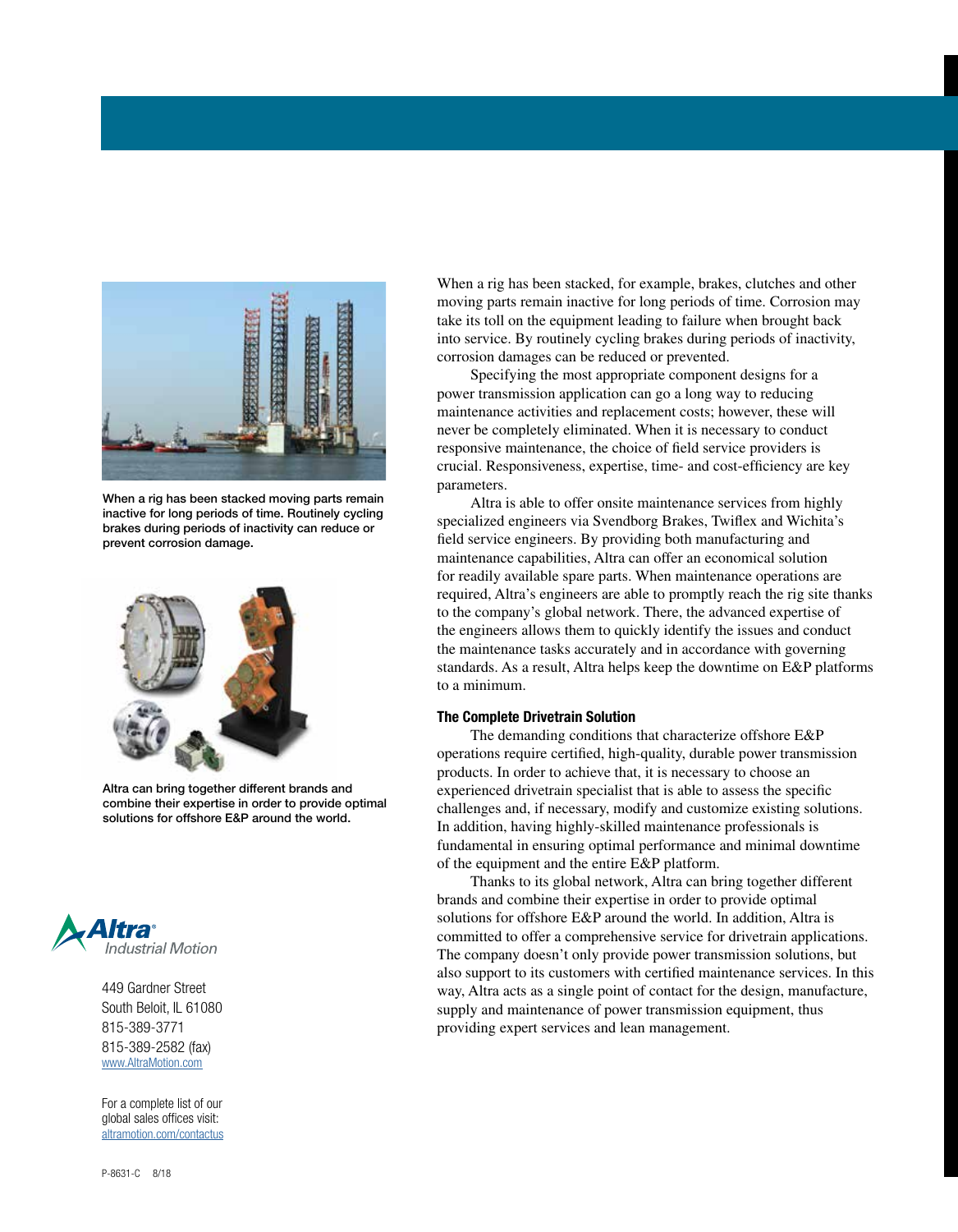When a rig has been stacked moving parts remain inactive for long periods of time. Routinely cycling brakes during periods of inactivity can reduce or prevent corrosion damage.

Altra can bring together different brands and combine their expertise in order to provide optimal solutions for offshore E&P around the world.

When a rig has been stacked, for example, brakes, clutches and other moving parts remain inactive for long periods of time. Corrosion may take its toll on the equipment leading to failure when brought back into service. By routinely cycling brakes during periods of inactivity, corrosion damages can be reduced or prevented.

Specifying the most appropriate component designs for a power transmission application can go a long way to reducing maintenance activities and replacement costs; however, these will never be completely eliminated. When it is necessary to conduct responsive maintenance, the choice of field service providers is crucial. Responsiveness, expertise, time- and cost-efficiency are key parameters.

Altra is able to offer onsite maintenance services from highly specialized engineers via Svendborg Brakes, Twiflex and Wichita's field service engineers. By providing both manufacturing and maintenance capabilities, Altra can offer an economical solution for readily available spare parts. When maintenance operations are required, Altra's engineers are able to promptly reach the rig site thanks to the company's global network. There, the advanced expertise of the engineers allows them to quickly identify the issues and conduct the maintenance tasks accurately and in accordance with governing standards. As a result, Altra helps keep the downtime on E&P platforms to a minimum.

#### The Complete Drivetrain Solution

The demanding conditions that characterize offshore E&P operations require certified, high-quality, durable power transmission products. In order to achieve that, it is necessary to choose an experienced drivetrain specialist that is able to assess the specific challenges and, if necessary, modify and customize existing solutions. In addition, having highly-skilled maintenance professionals is fundamental in ensuring optimal performance and minimal downtime of the equipment and the entire E&P platform.

Thanks to its global network, Altra can bring together different brands and combine their expertise in order to provide optimal solutions for offshore E&P around the world. In addition, Altra is committed to offer a comprehensive service for drivetrain applications. The company doesn't only provide power transmission solutions, but also support to its customers with certified maintenance services. In this way, Altra acts as a single point of contact for the design, manufacture, supply and maintenance of power transmission equipment, thus providing expert services and lean management.

Altra® Industrial Motion

449 Gardner Street
South Beloit, IL 61080
815-389-3771
815-389-2582 (fax)
www.AltraMotion.com

For a complete list of our global sales offices visit:
altramotion.com/contactus

P-8631-C 8/18